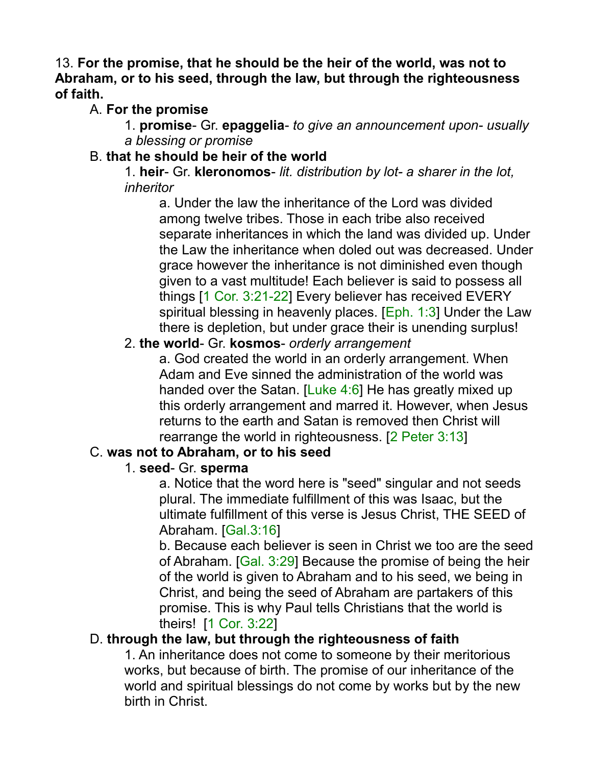13. **For the promise, that he should be the heir of the world, was not to Abraham, or to his seed, through the law, but through the righteousness of faith.**

A. **For the promise**

1. **promise**- Gr. **epaggelia**- *to give an announcement upon- usually a blessing or promise*

B. **that he should be heir of the world**

1. **heir**- Gr. **kleronomos**- *lit. distribution by lot- a sharer in the lot, inheritor*

a. Under the law the inheritance of the Lord was divided among twelve tribes. Those in each tribe also received separate inheritances in which the land was divided up. Under the Law the inheritance when doled out was decreased. Under grace however the inheritance is not diminished even though given to a vast multitude! Each believer is said to possess all things [1 Cor. 3:21-22] Every believer has received EVERY spiritual blessing in heavenly places. [Eph. 1:3] Under the Law there is depletion, but under grace their is unending surplus!

2. **the world**- Gr. **kosmos**- *orderly arrangement*

a. God created the world in an orderly arrangement. When Adam and Eve sinned the administration of the world was handed over the Satan. [Luke 4:6] He has greatly mixed up this orderly arrangement and marred it. However, when Jesus returns to the earth and Satan is removed then Christ will rearrange the world in righteousness. [2 Peter 3:13]

C. **was not to Abraham, or to his seed**

1. **seed**- Gr. **sperma**

a. Notice that the word here is "seed" singular and not seeds plural. The immediate fulfillment of this was Isaac, but the ultimate fulfillment of this verse is Jesus Christ, THE SEED of Abraham. [Gal.3:16]

b. Because each believer is seen in Christ we too are the seed of Abraham. [Gal. 3:29] Because the promise of being the heir of the world is given to Abraham and to his seed, we being in Christ, and being the seed of Abraham are partakers of this promise. This is why Paul tells Christians that the world is theirs! [1 Cor. 3:22]

D. **through the law, but through the righteousness of faith**

1. An inheritance does not come to someone by their meritorious works, but because of birth. The promise of our inheritance of the world and spiritual blessings do not come by works but by the new birth in Christ.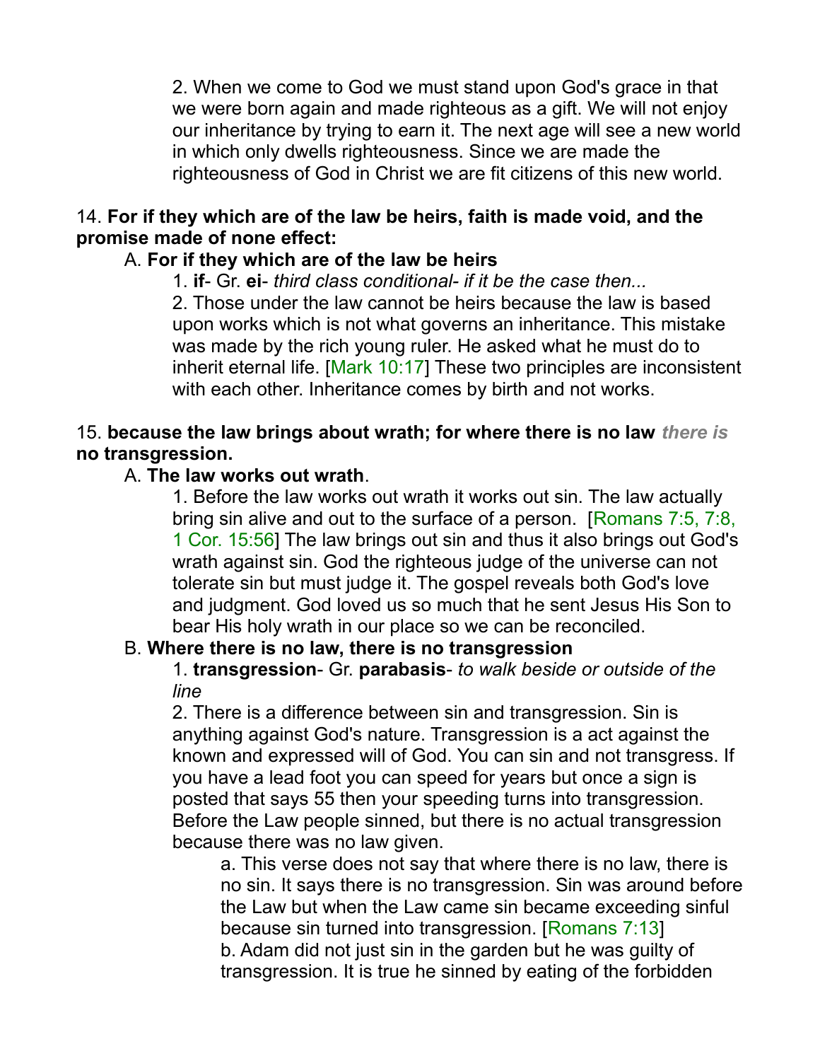2. When we come to God we must stand upon God's grace in that we were born again and made righteous as a gift. We will not enjoy our inheritance by trying to earn it. The next age will see a new world in which only dwells righteousness. Since we are made the righteousness of God in Christ we are fit citizens of this new world.

14. **For if they which are of the law be heirs, faith is made void, and the promise made of none effect:**

A. **For if they which are of the law be heirs**

1. **if**- Gr. **ei**- *third class conditional- if it be the case then...*

2. Those under the law cannot be heirs because the law is based upon works which is not what governs an inheritance. This mistake was made by the rich young ruler. He asked what he must do to inherit eternal life. [Mark 10:17] These two principles are inconsistent with each other. Inheritance comes by birth and not works.

15. **because the law brings about wrath; for where there is no law *there is* no transgression.**

A. **The law works out wrath**.

1. Before the law works out wrath it works out sin. The law actually bring sin alive and out to the surface of a person. [Romans 7:5, 7:8, 1 Cor. 15:56] The law brings out sin and thus it also brings out God's wrath against sin. God the righteous judge of the universe can not tolerate sin but must judge it. The gospel reveals both God's love and judgment. God loved us so much that he sent Jesus His Son to bear His holy wrath in our place so we can be reconciled.

B. **Where there is no law, there is no transgression**

1. **transgression**- Gr. **parabasis**- *to walk beside or outside of the line*

2. There is a difference between sin and transgression. Sin is anything against God's nature. Transgression is a act against the known and expressed will of God. You can sin and not transgress. If you have a lead foot you can speed for years but once a sign is posted that says 55 then your speeding turns into transgression. Before the Law people sinned, but there is no actual transgression because there was no law given.

a. This verse does not say that where there is no law, there is no sin. It says there is no transgression. Sin was around before the Law but when the Law came sin became exceeding sinful because sin turned into transgression. [Romans 7:13]

b. Adam did not just sin in the garden but he was guilty of transgression. It is true he sinned by eating of the forbidden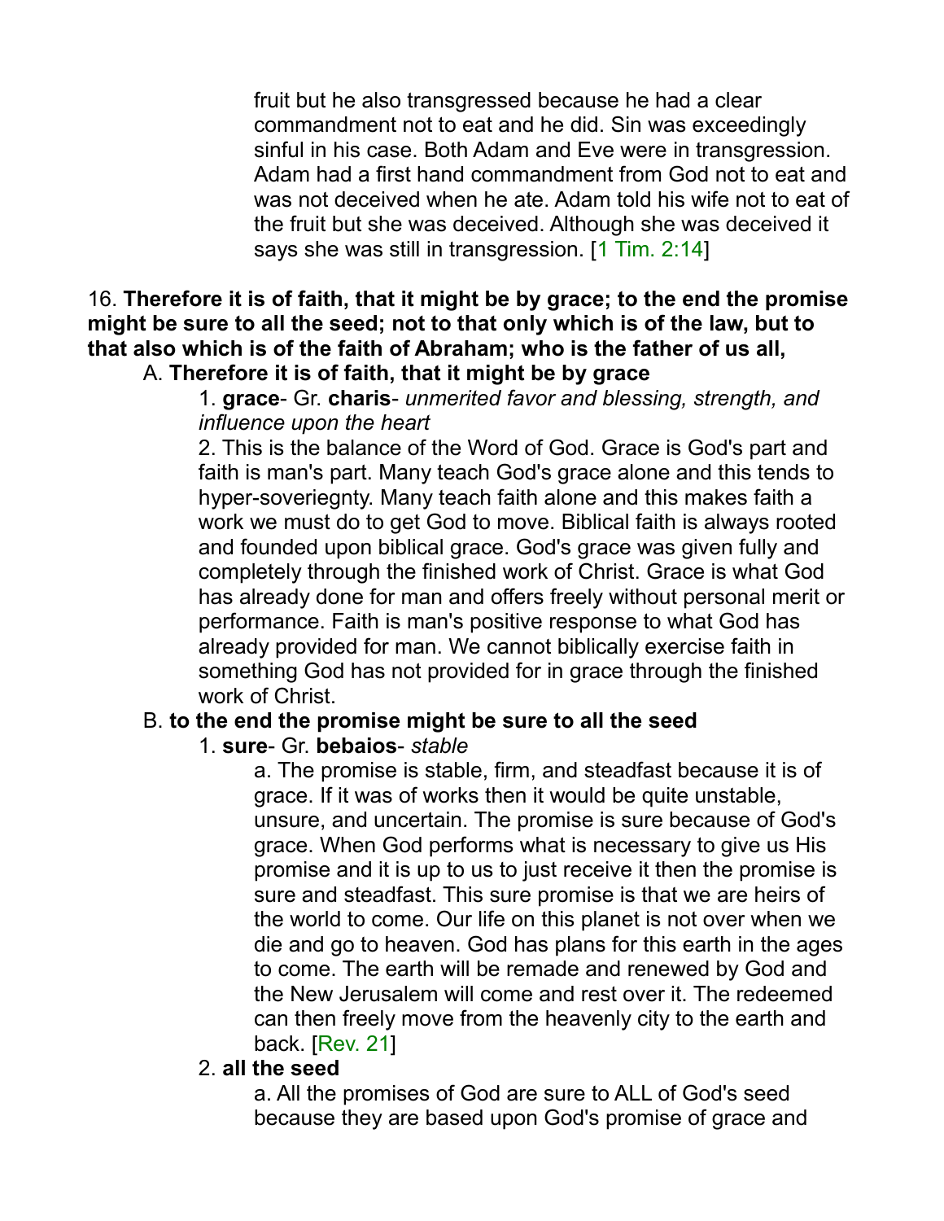fruit but he also transgressed because he had a clear commandment not to eat and he did. Sin was exceedingly sinful in his case. Both Adam and Eve were in transgression. Adam had a first hand commandment from God not to eat and was not deceived when he ate. Adam told his wife not to eat of the fruit but she was deceived. Although she was deceived it says she was still in transgression. [1 Tim. 2:14]

16. **Therefore it is of faith, that it might be by grace; to the end the promise might be sure to all the seed; not to that only which is of the law, but to that also which is of the faith of Abraham; who is the father of us all,**

A. **Therefore it is of faith, that it might be by grace**

1. **grace**- Gr. **charis**- *unmerited favor and blessing, strength, and influence upon the heart*

2. This is the balance of the Word of God. Grace is God's part and faith is man's part. Many teach God's grace alone and this tends to hyper-soveriegnty. Many teach faith alone and this makes faith a work we must do to get God to move. Biblical faith is always rooted and founded upon biblical grace. God's grace was given fully and completely through the finished work of Christ. Grace is what God has already done for man and offers freely without personal merit or performance. Faith is man's positive response to what God has already provided for man. We cannot biblically exercise faith in something God has not provided for in grace through the finished work of Christ.

B. **to the end the promise might be sure to all the seed**

1. **sure**- Gr. **bebaios**- *stable*

a. The promise is stable, firm, and steadfast because it is of grace. If it was of works then it would be quite unstable, unsure, and uncertain. The promise is sure because of God's grace. When God performs what is necessary to give us His promise and it is up to us to just receive it then the promise is sure and steadfast. This sure promise is that we are heirs of the world to come. Our life on this planet is not over when we die and go to heaven. God has plans for this earth in the ages to come. The earth will be remade and renewed by God and the New Jerusalem will come and rest over it. The redeemed can then freely move from the heavenly city to the earth and back. [Rev. 21]

2. **all the seed**

a. All the promises of God are sure to ALL of God's seed because they are based upon God's promise of grace and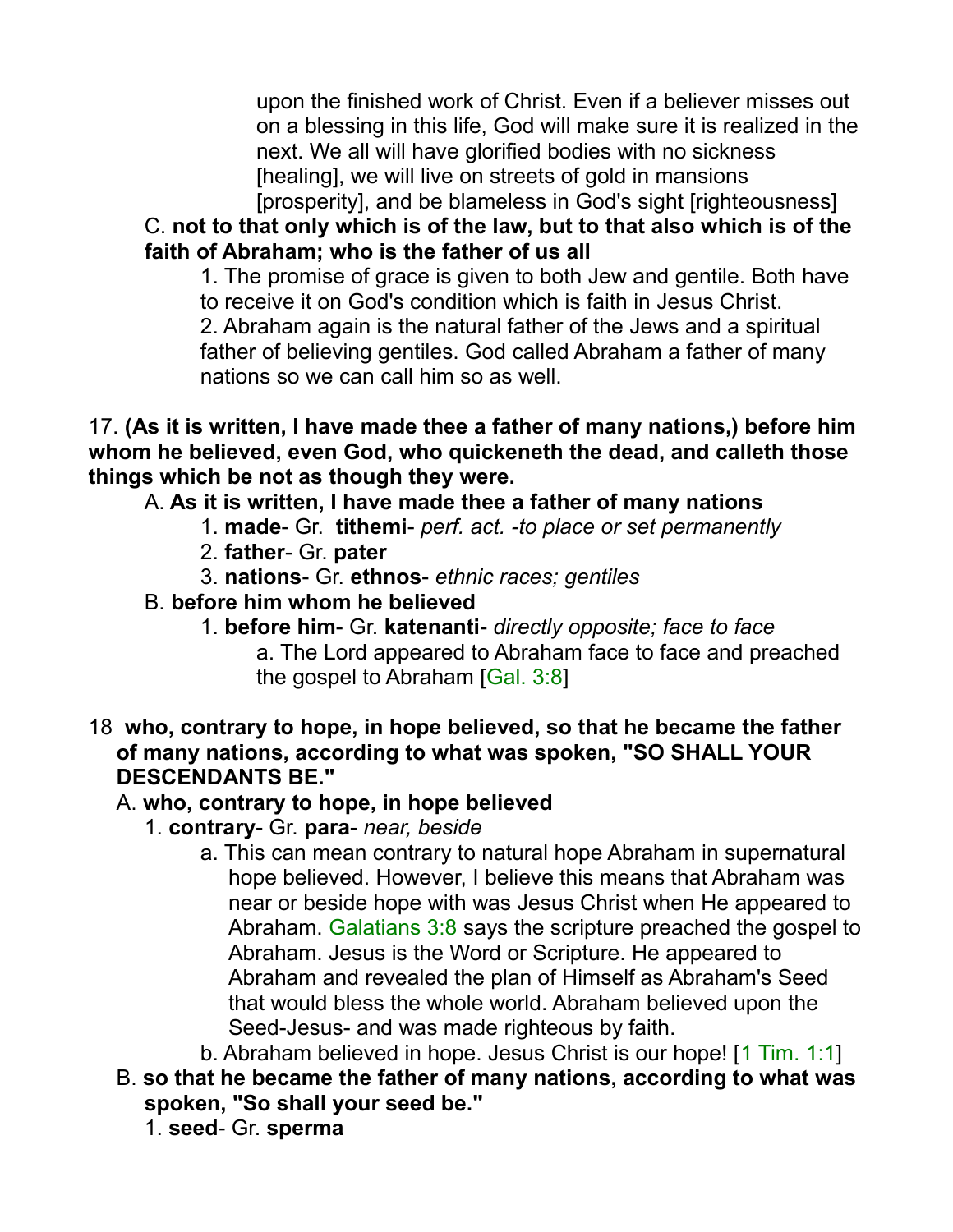upon the finished work of Christ. Even if a believer misses out on a blessing in this life, God will make sure it is realized in the next. We all will have glorified bodies with no sickness [healing], we will live on streets of gold in mansions [prosperity], and be blameless in God's sight [righteousness]

C. **not to that only which is of the law, but to that also which is of the faith of Abraham; who is the father of us all**

1. The promise of grace is given to both Jew and gentile. Both have to receive it on God's condition which is faith in Jesus Christ.
2. Abraham again is the natural father of the Jews and a spiritual father of believing gentiles. God called Abraham a father of many nations so we can call him so as well.

17. **(As it is written, I have made thee a father of many nations,) before him whom he believed, even God, who quickeneth the dead, and calleth those things which be not as though they were.**

A. **As it is written, I have made thee a father of many nations**

1. **made**- Gr. **tithemi**- *perf. act. -to place or set permanently*
2. **father**- Gr. **pater**
3. **nations**- Gr. **ethnos**- *ethnic races; gentiles*

B. **before him whom he believed**

1. **before him**- Gr. **katenanti**- *directly opposite; face to face*
   a. The Lord appeared to Abraham face to face and preached the gospel to Abraham [Gal. 3:8]

18 **who, contrary to hope, in hope believed, so that he became the father of many nations, according to what was spoken, "SO SHALL YOUR DESCENDANTS BE."**

A. **who, contrary to hope, in hope believed**

1. **contrary**- Gr. **para**- *near, beside*
   a. This can mean contrary to natural hope Abraham in supernatural hope believed. However, I believe this means that Abraham was near or beside hope with was Jesus Christ when He appeared to Abraham. Galatians 3:8 says the scripture preached the gospel to Abraham. Jesus is the Word or Scripture. He appeared to Abraham and revealed the plan of Himself as Abraham's Seed that would bless the whole world. Abraham believed upon the Seed-Jesus- and was made righteous by faith.
   b. Abraham believed in hope. Jesus Christ is our hope! [1 Tim. 1:1]

B. **so that he became the father of many nations, according to what was spoken, "So shall your seed be."**

1. **seed**- Gr. **sperma**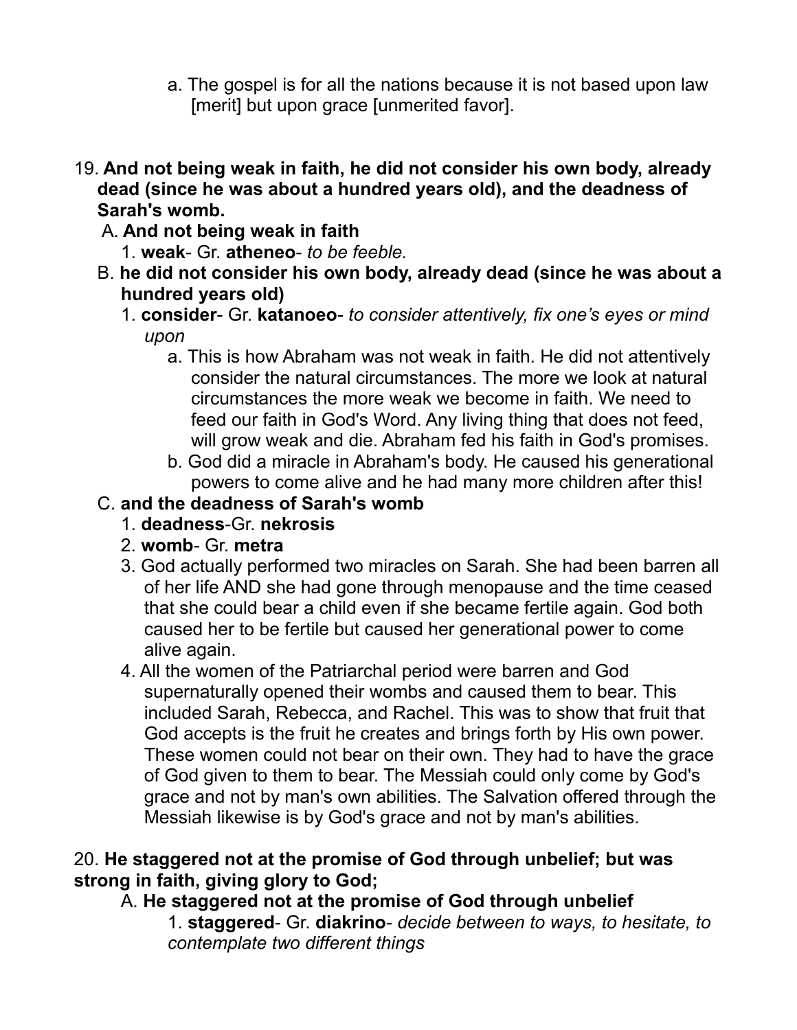a. The gospel is for all the nations because it is not based upon law [merit] but upon grace [unmerited favor].

19. **And not being weak in faith, he did not consider his own body, already dead (since he was about a hundred years old), and the deadness of Sarah's womb.**

   A. **And not being weak in faith**

      1. **weak**- Gr. **atheneo**- *to be feeble.*

   B. **he did not consider his own body, already dead (since he was about a hundred years old)**

      1. **consider**- Gr. **katanoeo**- *to consider attentively, fix one's eyes or mind upon*

         a. This is how Abraham was not weak in faith. He did not attentively consider the natural circumstances. The more we look at natural circumstances the more weak we become in faith. We need to feed our faith in God's Word. Any living thing that does not feed, will grow weak and die. Abraham fed his faith in God's promises.

         b. God did a miracle in Abraham's body. He caused his generational powers to come alive and he had many more children after this!

   C. **and the deadness of Sarah's womb**

      1. **deadness**-Gr. **nekrosis**

      2. **womb**- Gr. **metra**

      3. God actually performed two miracles on Sarah. She had been barren all of her life AND she had gone through menopause and the time ceased that she could bear a child even if she became fertile again. God both caused her to be fertile but caused her generational power to come alive again.

      4. All the women of the Patriarchal period were barren and God supernaturally opened their wombs and caused them to bear. This included Sarah, Rebecca, and Rachel. This was to show that fruit that God accepts is the fruit he creates and brings forth by His own power. These women could not bear on their own. They had to have the grace of God given to them to bear. The Messiah could only come by God's grace and not by man's own abilities. The Salvation offered through the Messiah likewise is by God's grace and not by man's abilities.

20. **He staggered not at the promise of God through unbelief; but was strong in faith, giving glory to God;**

   A. **He staggered not at the promise of God through unbelief**

      1. **staggered**- Gr. **diakrino**- *decide between to ways, to hesitate, to contemplate two different things*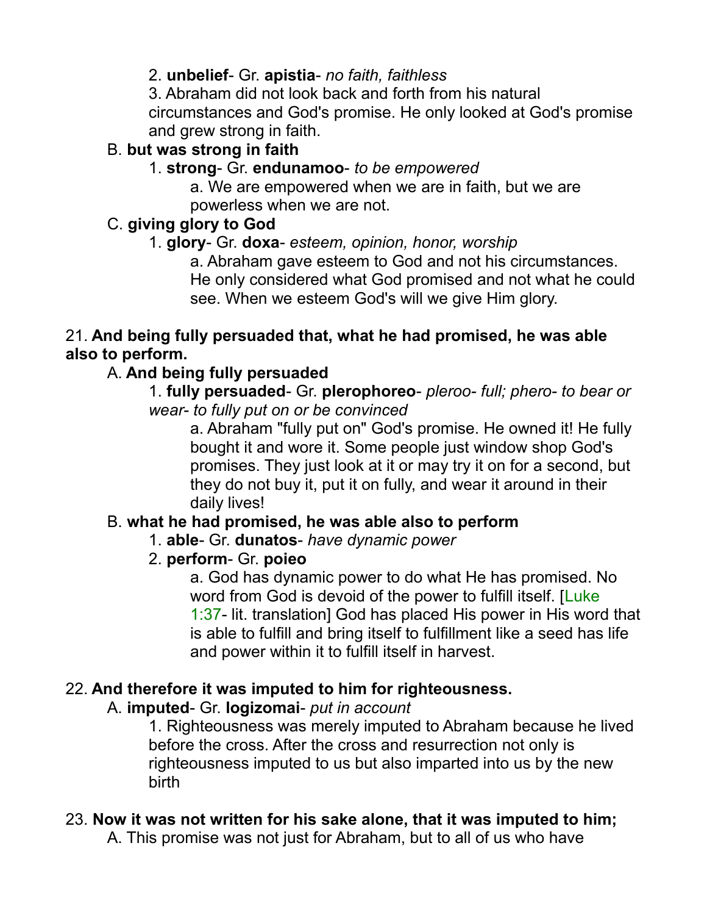2. **unbelief**- Gr. **apistia**- *no faith, faithless*

3. Abraham did not look back and forth from his natural circumstances and God's promise. He only looked at God's promise and grew strong in faith.

B. **but was strong in faith**

1. **strong**- Gr. **endunamoo**- *to be empowered*

a. We are empowered when we are in faith, but we are powerless when we are not.

C. **giving glory to God**

1. **glory**- Gr. **doxa**- *esteem, opinion, honor, worship*

a. Abraham gave esteem to God and not his circumstances. He only considered what God promised and not what he could see. When we esteem God's will we give Him glory.

21. **And being fully persuaded that, what he had promised, he was able also to perform.**

A. **And being fully persuaded**

1. **fully persuaded**- Gr. **plerophoreo**- *pleroo- full; phero- to bear or wear- to fully put on or be convinced*

a. Abraham "fully put on" God's promise. He owned it! He fully bought it and wore it. Some people just window shop God's promises. They just look at it or may try it on for a second, but they do not buy it, put it on fully, and wear it around in their daily lives!

B. **what he had promised, he was able also to perform**

1. **able**- Gr. **dunatos**- *have dynamic power*

2. **perform**- Gr. **poieo**

a. God has dynamic power to do what He has promised. No word from God is devoid of the power to fulfill itself. [Luke 1:37- lit. translation] God has placed His power in His word that is able to fulfill and bring itself to fulfillment like a seed has life and power within it to fulfill itself in harvest.

22. **And therefore it was imputed to him for righteousness.**

A. **imputed**- Gr. **logizomai**- *put in account*

1. Righteousness was merely imputed to Abraham because he lived before the cross. After the cross and resurrection not only is righteousness imputed to us but also imparted into us by the new birth

23. **Now it was not written for his sake alone, that it was imputed to him;**

A. This promise was not just for Abraham, but to all of us who have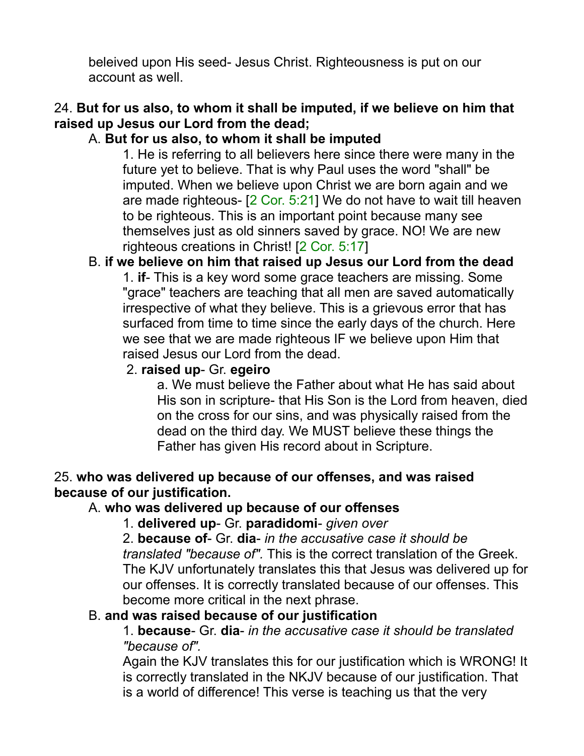beleived upon His seed- Jesus Christ. Righteousness is put on our account as well.

24. **But for us also, to whom it shall be imputed, if we believe on him that raised up Jesus our Lord from the dead;**

A. **But for us also, to whom it shall be imputed**

1. He is referring to all believers here since there were many in the future yet to believe. That is why Paul uses the word "shall" be imputed. When we believe upon Christ we are born again and we are made righteous- [2 Cor. 5:21] We do not have to wait till heaven to be righteous. This is an important point because many see themselves just as old sinners saved by grace. NO! We are new righteous creations in Christ! [2 Cor. 5:17]

B. **if we believe on him that raised up Jesus our Lord from the dead**

1. **if**- This is a key word some grace teachers are missing. Some "grace" teachers are teaching that all men are saved automatically irrespective of what they believe. This is a grievous error that has surfaced from time to time since the early days of the church. Here we see that we are made righteous IF we believe upon Him that raised Jesus our Lord from the dead.

2. **raised up**- Gr. **egeiro**

a. We must believe the Father about what He has said about His son in scripture- that His Son is the Lord from heaven, died on the cross for our sins, and was physically raised from the dead on the third day. We MUST believe these things the Father has given His record about in Scripture.

25. **who was delivered up because of our offenses, and was raised because of our justification.**

A. **who was delivered up because of our offenses**

1. **delivered up**- Gr. **paradidomi**- *given over*

2. **because of**- Gr. **dia**- *in the accusative case it should be translated "because of".* This is the correct translation of the Greek. The KJV unfortunately translates this that Jesus was delivered up for our offenses. It is correctly translated because of our offenses. This become more critical in the next phrase.

B. **and was raised because of our justification**

1. **because**- Gr. **dia**- *in the accusative case it should be translated "because of".*

Again the KJV translates this for our justification which is WRONG! It is correctly translated in the NKJV because of our justification. That is a world of difference! This verse is teaching us that the very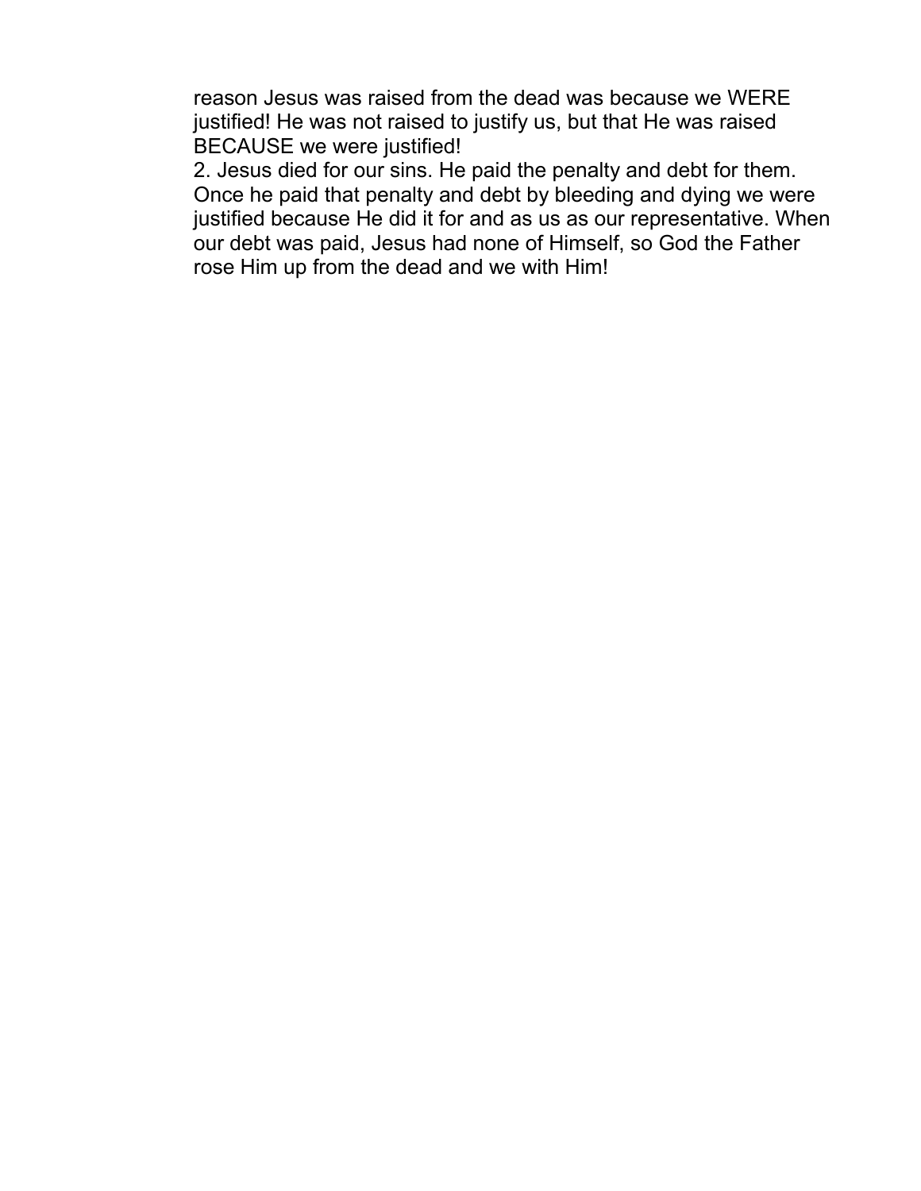reason Jesus was raised from the dead was because we WERE justified! He was not raised to justify us, but that He was raised BECAUSE we were justified!

2. Jesus died for our sins. He paid the penalty and debt for them. Once he paid that penalty and debt by bleeding and dying we were justified because He did it for and as us as our representative. When our debt was paid, Jesus had none of Himself, so God the Father rose Him up from the dead and we with Him!